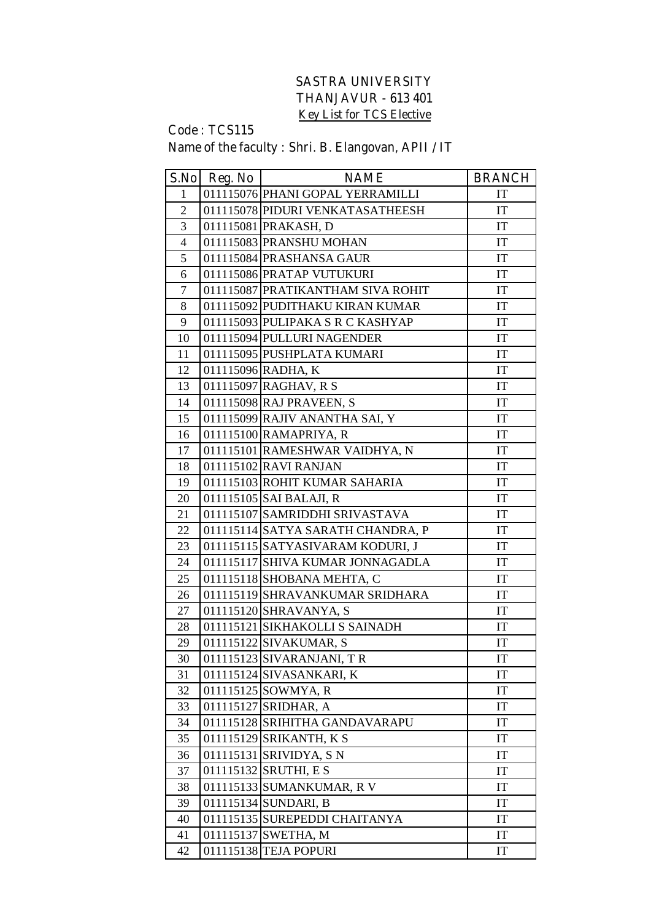# SASTRA UNIVERSITY
## THANJAVUR - 613 401
### Key List for TCS Elective

Code : TCS115

Name of the faculty : Shri. B. Elangovan, APII / IT

| S.No | Reg. No | NAME | BRANCH |
|---|---|---|---|
| 1 | 011115076 | PHANI GOPAL YERRAMILLI | IT |
| 2 | 011115078 | PIDURI VENKATASATHEESH | IT |
| 3 | 011115081 | PRAKASH, D | IT |
| 4 | 011115083 | PRANSHU MOHAN | IT |
| 5 | 011115084 | PRASHANSA GAUR | IT |
| 6 | 011115086 | PRATAP VUTUKURI | IT |
| 7 | 011115087 | PRATIKANTHAM SIVA ROHIT | IT |
| 8 | 011115092 | PUDITHAKU KIRAN KUMAR | IT |
| 9 | 011115093 | PULIPAKA S R C KASHYAP | IT |
| 10 | 011115094 | PULLURI NAGENDER | IT |
| 11 | 011115095 | PUSHPLATA KUMARI | IT |
| 12 | 011115096 | RADHA, K | IT |
| 13 | 011115097 | RAGHAV, R S | IT |
| 14 | 011115098 | RAJ PRAVEEN, S | IT |
| 15 | 011115099 | RAJIV ANANTHA SAI, Y | IT |
| 16 | 011115100 | RAMAPRIYA, R | IT |
| 17 | 011115101 | RAMESHWAR VAIDHYA, N | IT |
| 18 | 011115102 | RAVI RANJAN | IT |
| 19 | 011115103 | ROHIT KUMAR SAHARIA | IT |
| 20 | 011115105 | SAI BALAJI, R | IT |
| 21 | 011115107 | SAMRIDDHI SRIVASTAVA | IT |
| 22 | 011115114 | SATYA SARATH CHANDRA, P | IT |
| 23 | 011115115 | SATYASIVARAM KODURI, J | IT |
| 24 | 011115117 | SHIVA KUMAR JONNAGADLA | IT |
| 25 | 011115118 | SHOBANA MEHTA, C | IT |
| 26 | 011115119 | SHRAVANKUMAR SRIDHARA | IT |
| 27 | 011115120 | SHRAVANYA, S | IT |
| 28 | 011115121 | SIKHAKOLLI S SAINADH | IT |
| 29 | 011115122 | SIVAKUMAR, S | IT |
| 30 | 011115123 | SIVARANJANI, T R | IT |
| 31 | 011115124 | SIVASANKARI, K | IT |
| 32 | 011115125 | SOWMYA, R | IT |
| 33 | 011115127 | SRIDHAR, A | IT |
| 34 | 011115128 | SRIHITHA GANDAVARAPU | IT |
| 35 | 011115129 | SRIKANTH, K S | IT |
| 36 | 011115131 | SRIVIDYA, S N | IT |
| 37 | 011115132 | SRUTHI, E S | IT |
| 38 | 011115133 | SUMANKUMAR, R V | IT |
| 39 | 011115134 | SUNDARI, B | IT |
| 40 | 011115135 | SUREPEDDI CHAITANYA | IT |
| 41 | 011115137 | SWETHA, M | IT |
| 42 | 011115138 | TEJA POPURI | IT |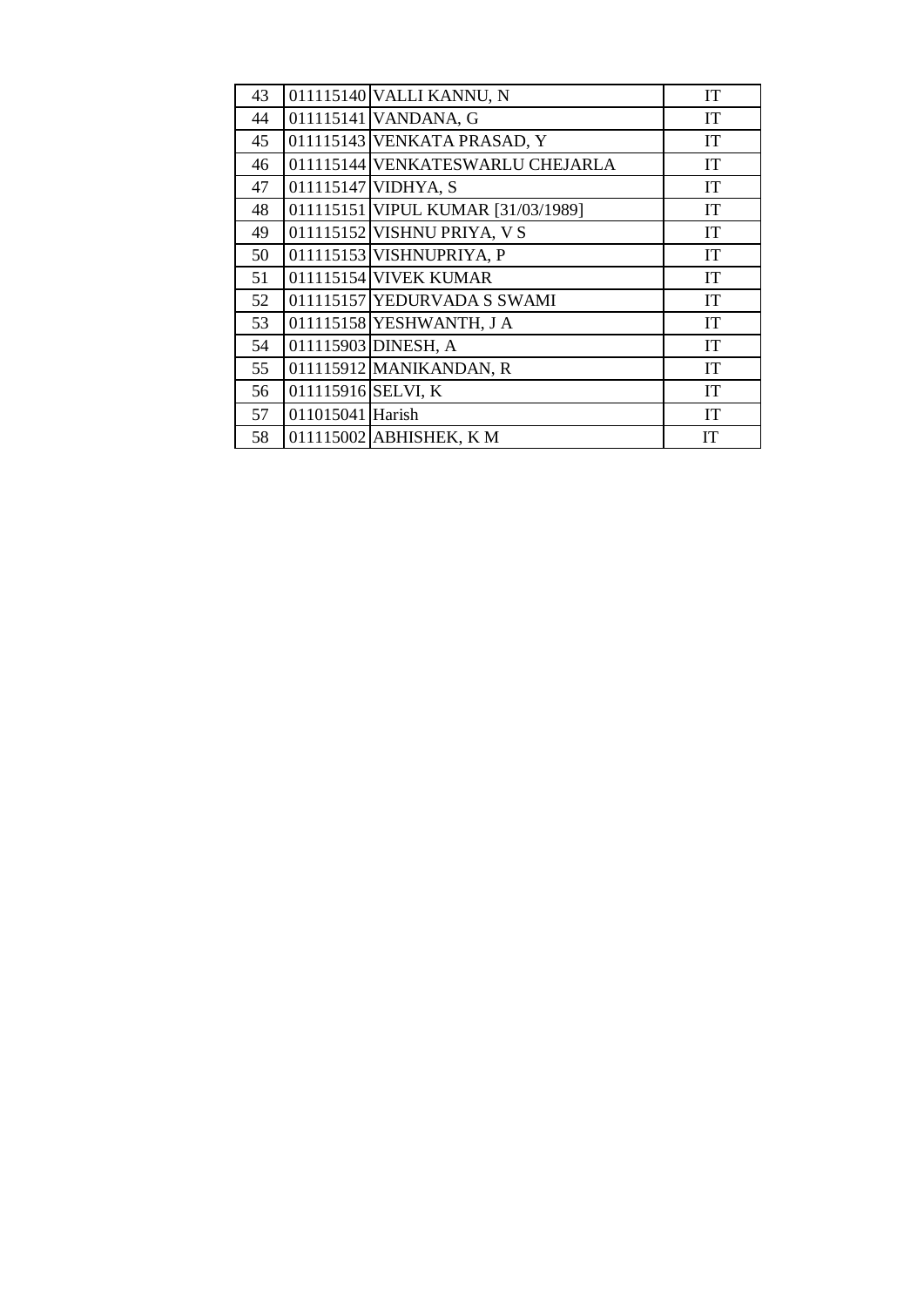| | | | |
|---|---|---|---|
| 43 | 011115140 | VALLI KANNU, N | IT |
| 44 | 011115141 | VANDANA, G | IT |
| 45 | 011115143 | VENKATA PRASAD, Y | IT |
| 46 | 011115144 | VENKATESWARLU CHEJARLA | IT |
| 47 | 011115147 | VIDHYA, S | IT |
| 48 | 011115151 | VIPUL KUMAR [31/03/1989] | IT |
| 49 | 011115152 | VISHNU PRIYA, V S | IT |
| 50 | 011115153 | VISHNUPRIYA, P | IT |
| 51 | 011115154 | VIVEK KUMAR | IT |
| 52 | 011115157 | YEDURVADA S SWAMI | IT |
| 53 | 011115158 | YESHWANTH, J A | IT |
| 54 | 011115903 | DINESH, A | IT |
| 55 | 011115912 | MANIKANDAN, R | IT |
| 56 | 011115916 | SELVI, K | IT |
| 57 | 011015041 | Harish | IT |
| 58 | 011115002 | ABHISHEK, K M | IT |